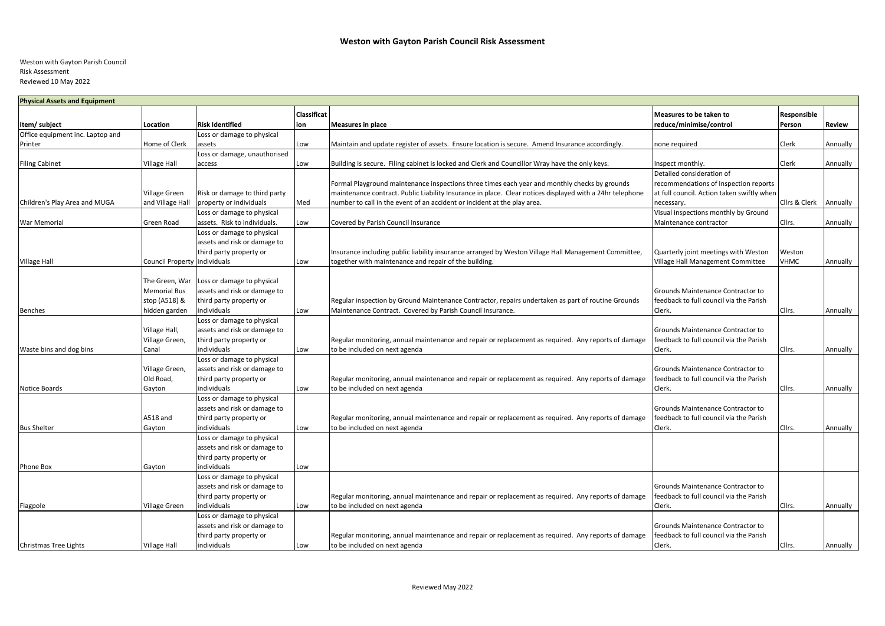# Weston with Gayton Parish Council Risk Assessment

Weston with Gayton Parish Council
Risk Assessment
Reviewed 10 May 2022

| Physical Assets and Equipment | | | | | | | |
|---|---|---|---|---|---|---|---|
| **Item/ subject** | **Location** | **Risk Identified** | **Classification** | **Measures in place** | **Measures to be taken to reduce/minimise/control** | **Responsible Person** | **Review** |
| Office equipment inc. Laptop and Printer | Home of Clerk | Loss or damage to physical assets | Low | Maintain and update register of assets. Ensure location is secure. Amend Insurance accordingly. | none required | Clerk | Annually |
| Filing Cabinet | Village Hall | Loss or damage, unauthorised access | Low | Building is secure. Filing cabinet is locked and Clerk and Councillor Wray have the only keys. | Inspect monthly. | Clerk | Annually |
| Children's Play Area and MUGA | Village Green and Village Hall | Risk or damage to third party property or individuals | Med | Formal Playground maintenance inspections three times each year and monthly checks by grounds maintenance contract. Public Liability Insurance in place. Clear notices displayed with a 24hr telephone number to call in the event of an accident or incident at the play area. | Detailed consideration of recommendations of Inspection reports at full council. Action taken swiftly when necessary. | Cllrs & Clerk | Annually |
| War Memorial | Green Road | Loss or damage to physical assets. Risk to individuals. | Low | Covered by Parish Council Insurance | Visual inspections monthly by Ground Maintenance contractor | Cllrs. | Annually |
| Village Hall | Council Property | Loss or damage to physical assets and risk or damage to third party property or individuals | Low | Insurance including public liability insurance arranged by Weston Village Hall Management Committee, together with maintenance and repair of the building. | Quarterly joint meetings with Weston Village Hall Management Committee | Weston VHMC | Annually |
| Benches | The Green, War Memorial Bus stop (A518) & hidden garden | Loss or damage to physical assets and risk or damage to third party property or individuals | Low | Regular inspection by Ground Maintenance Contractor, repairs undertaken as part of routine Grounds Maintenance Contract. Covered by Parish Council Insurance. | Grounds Maintenance Contractor to feedback to full council via the Parish Clerk. | Cllrs. | Annually |
| Waste bins and dog bins | Village Hall, Village Green, Canal | Loss or damage to physical assets and risk or damage to third party property or individuals | Low | Regular monitoring, annual maintenance and repair or replacement as required. Any reports of damage to be included on next agenda | Grounds Maintenance Contractor to feedback to full council via the Parish Clerk. | Cllrs. | Annually |
| Notice Boards | Village Green, Old Road, Gayton | Loss or damage to physical assets and risk or damage to third party property or individuals | Low | Regular monitoring, annual maintenance and repair or replacement as required. Any reports of damage to be included on next agenda | Grounds Maintenance Contractor to feedback to full council via the Parish Clerk. | Cllrs. | Annually |
| Bus Shelter | A518 and Gayton | Loss or damage to physical assets and risk or damage to third party property or individuals | Low | Regular monitoring, annual maintenance and repair or replacement as required. Any reports of damage to be included on next agenda | Grounds Maintenance Contractor to feedback to full council via the Parish Clerk. | Cllrs. | Annually |
| Phone Box | Gayton | Loss or damage to physical assets and risk or damage to third party property or individuals | Low | | | | |
| Flagpole | Village Green | Loss or damage to physical assets and risk or damage to third party property or individuals | Low | Regular monitoring, annual maintenance and repair or replacement as required. Any reports of damage to be included on next agenda | Grounds Maintenance Contractor to feedback to full council via the Parish Clerk. | Cllrs. | Annually |
| Christmas Tree Lights | Village Hall | Loss or damage to physical assets and risk or damage to third party property or individuals | Low | Regular monitoring, annual maintenance and repair or replacement as required. Any reports of damage to be included on next agenda | Grounds Maintenance Contractor to feedback to full council via the Parish Clerk. | Cllrs. | Annually |

Reviewed May 2022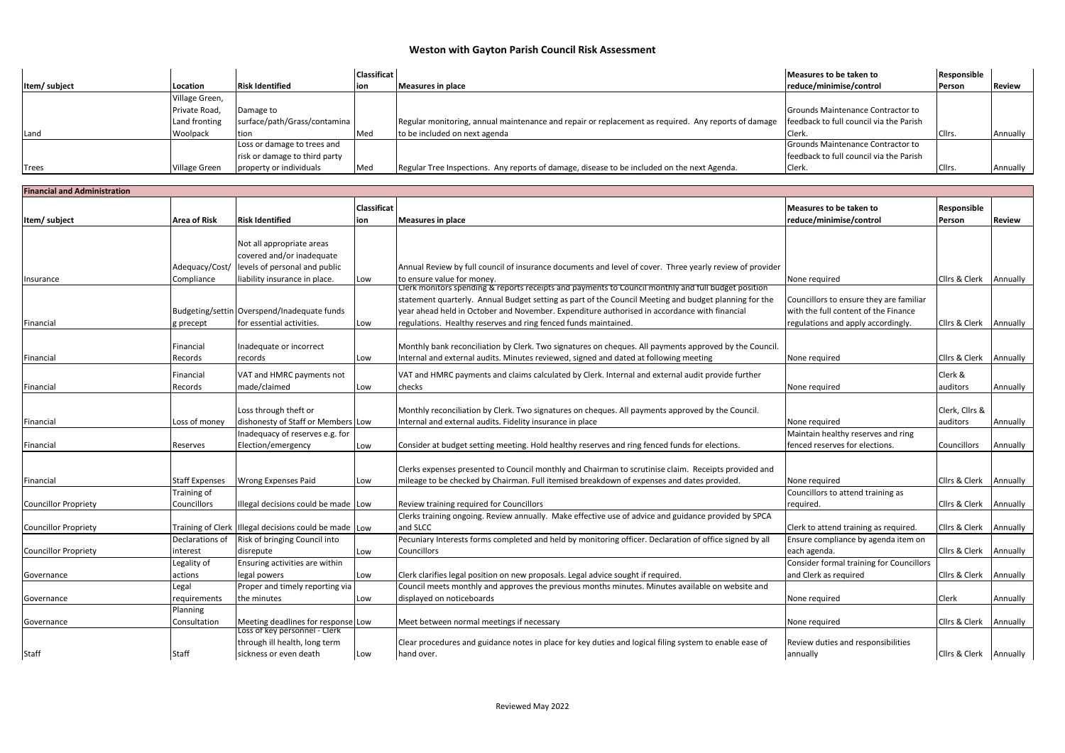# Weston with Gayton Parish Council Risk Assessment

| Item/ subject | Location | Risk Identified | Classification | Measures in place | Measures to be taken to reduce/minimise/control | Responsible Person | Review |
|---|---|---|---|---|---|---|---|
| Land | Village Green, Private Road, Land fronting Woolpack | Damage to surface/path/Grass/contamination | Med | Regular monitoring, annual maintenance and repair or replacement as required. Any reports of damage to be included on next agenda | Grounds Maintenance Contractor to feedback to full council via the Parish Clerk. | Cllrs. | Annually |
| Trees | Village Green | Loss or damage to trees and risk or damage to third party property or individuals | Med | Regular Tree Inspections. Any reports of damage, disease to be included on the next Agenda. | Grounds Maintenance Contractor to feedback to full council via the Parish Clerk. | Cllrs. | Annually |

## Financial and Administration

| Item/ subject | Area of Risk | Risk Identified | Classification | Measures in place | Measures to be taken to reduce/minimise/control | Responsible Person | Review |
|---|---|---|---|---|---|---|---|
| Insurance | Adequacy/Cost/ Compliance | Not all appropriate areas covered and/or inadequate levels of personal and public liability insurance in place. | Low | Annual Review by full council of insurance documents and level of cover. Three yearly review of provider to ensure value for money. | None required | Cllrs & Clerk | Annually |
| Financial | Budgeting/setting precept | Overspend/Inadequate funds for essential activities. | Low | Clerk monitors spending & reports receipts and payments to Council monthly and full budget position statement quarterly. Annual Budget setting as part of the Council Meeting and budget planning for the year ahead held in October and November. Expenditure authorised in accordance with financial regulations. Healthy reserves and ring fenced funds maintained. | Councillors to ensure they are familiar with the full content of the Finance regulations and apply accordingly. | Cllrs & Clerk | Annually |
| Financial | Financial Records | Inadequate or incorrect records | Low | Monthly bank reconciliation by Clerk. Two signatures on cheques. All payments approved by the Council. Internal and external audits. Minutes reviewed, signed and dated at following meeting | None required | Cllrs & Clerk | Annually |
| Financial | Financial Records | VAT and HMRC payments not made/claimed | Low | VAT and HMRC payments and claims calculated by Clerk. Internal and external audit provide further checks | None required | Clerk & auditors | Annually |
| Financial | Loss of money | Loss through theft or dishonesty of Staff or Members | Low | Monthly reconciliation by Clerk. Two signatures on cheques. All payments approved by the Council. Internal and external audits. Fidelity insurance in place | None required | Clerk, Cllrs & auditors | Annually |
| Financial | Reserves | Inadequacy of reserves e.g. for Election/emergency | Low | Consider at budget setting meeting. Hold healthy reserves and ring fenced funds for elections. | Maintain healthy reserves and ring fenced reserves for elections. | Councillors | Annually |
| Financial | Staff Expenses | Wrong Expenses Paid | Low | Clerks expenses presented to Council monthly and Chairman to scrutinise claim. Receipts provided and mileage to be checked by Chairman. Full itemised breakdown of expenses and dates provided. | None required | Cllrs & Clerk | Annually |
| Councillor Propriety | Training of Councillors | Illegal decisions could be made | Low | Review training required for Councillors | Councillors to attend training as required. | Cllrs & Clerk | Annually |
| Councillor Propriety | Training of Clerk | Illegal decisions could be made | Low | Clerks training ongoing. Review annually. Make effective use of advice and guidance provided by SPCA and SLCC | Clerk to attend training as required. | Cllrs & Clerk | Annually |
| Councillor Propriety | Declarations of interest | Risk of bringing Council into disrepute | Low | Pecuniary Interests forms completed and held by monitoring officer. Declaration of office signed by all Councillors | Ensure compliance by agenda item on each agenda. | Cllrs & Clerk | Annually |
| Governance | Legality of actions | Ensuring activities are within legal powers | Low | Clerk clarifies legal position on new proposals. Legal advice sought if required. | Consider formal training for Councillors and Clerk as required | Cllrs & Clerk | Annually |
| Governance | Legal requirements | Proper and timely reporting via the minutes | Low | Council meets monthly and approves the previous months minutes. Minutes available on website and displayed on noticeboards | None required | Clerk | Annually |
| Governance | Planning Consultation | Meeting deadlines for response | Low | Meet between normal meetings if necessary | None required | Cllrs & Clerk | Annually |
| Staff | Staff | Loss of key personnel - Clerk through ill health, long term sickness or even death | Low | Clear procedures and guidance notes in place for key duties and logical filing system to enable ease of hand over. | Review duties and responsibilities annually | Cllrs & Clerk | Annually |

Reviewed May 2022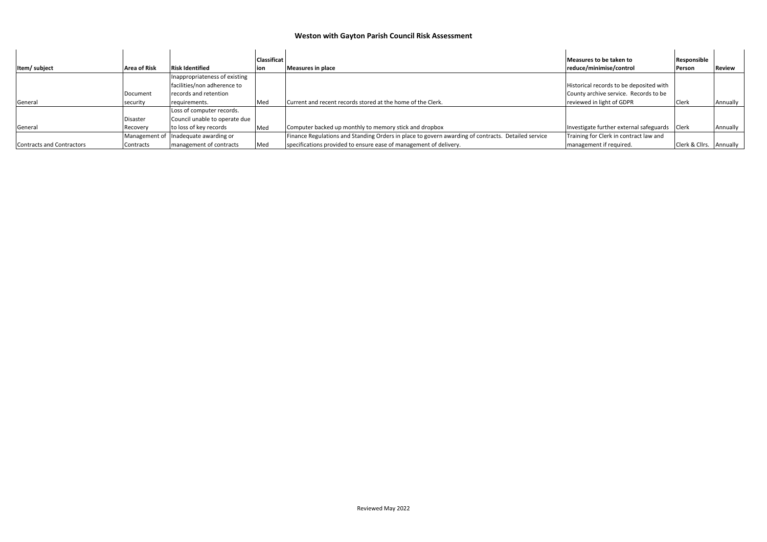## Weston with Gayton Parish Council Risk Assessment

| Item/ subject | Area of Risk | Risk Identified | Classification | Measures in place | Measures to be taken to reduce/minimise/control | Responsible Person | Review |
|---|---|---|---|---|---|---|---|
| General | Document security | Inappropriateness of existing facilities/non adherence to records and retention requirements. | Med | Current and recent records stored at the home of the Clerk. | Historical records to be deposited with County archive service. Records to be reviewed in light of GDPR | Clerk | Annually |
| General | Disaster Recovery | Loss of computer records. Council unable to operate due to loss of key records | Med | Computer backed up monthly to memory stick and dropbox | Investigate further external safeguards | Clerk | Annually |
| Contracts and Contractors | Management of Contracts | Inadequate awarding or management of contracts | Med | Finance Regulations and Standing Orders in place to govern awarding of contracts. Detailed service specifications provided to ensure ease of management of delivery. | Training for Clerk in contract law and management if required. | Clerk & Cllrs. | Annually |

Reviewed May 2022